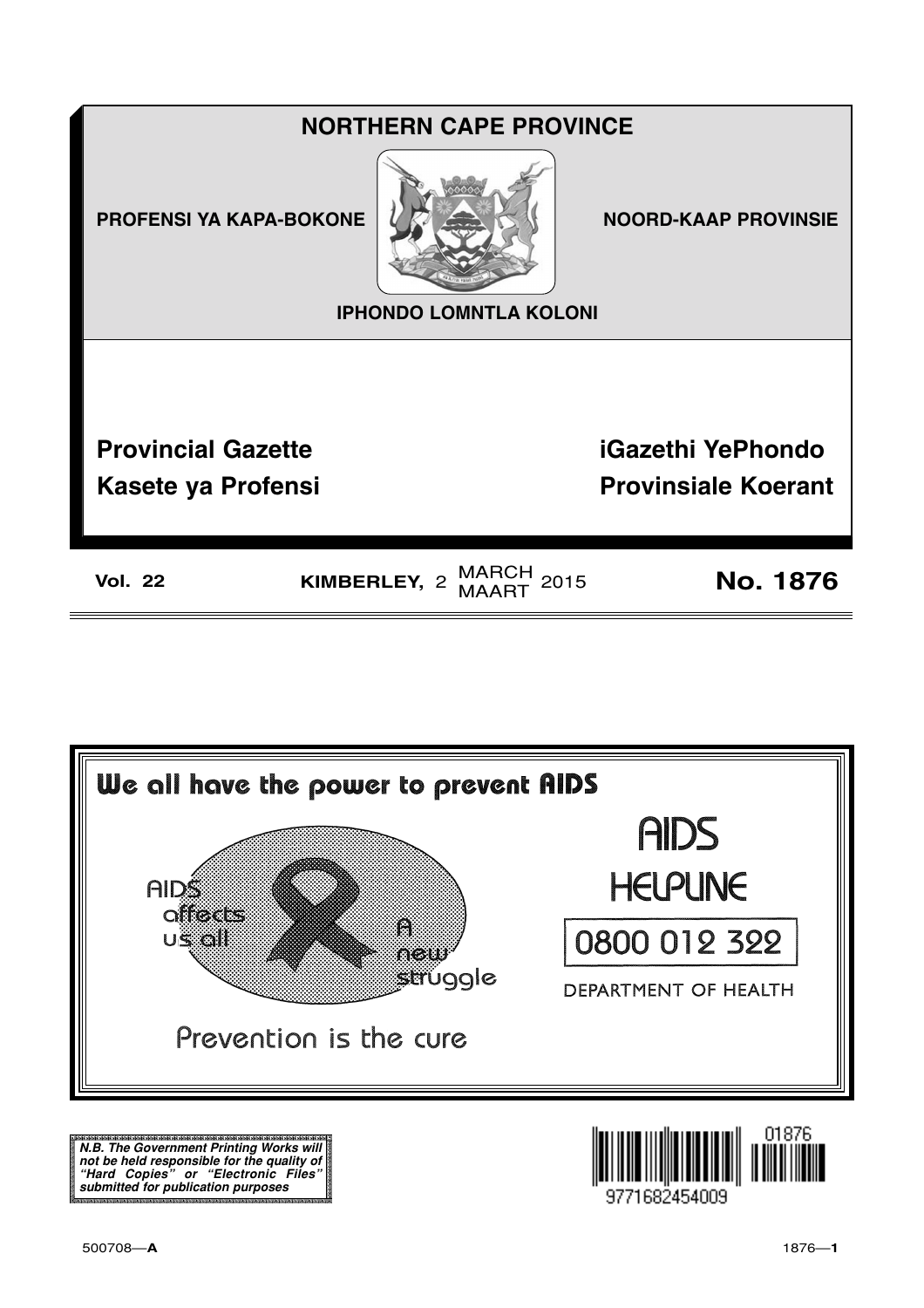# NORTHERN CAPE PROVINCE

**PROFENSI YA KAPA-BOKONE** **NOORD-KAAP PROVINSIE**

**IPHONDO LOMNTLA KOLONI**

## Provincial Gazette
## Kasete ya Profensi
## iGazethi YePhondo
## Provinsiale Koerant

**Vol. 22** **KIMBERLEY,** 2 MARCH MAART 2015 **No. 1876**

---

**We all have the power to prevent AIDS**

AIDS affects us all

A new struggle

Prevention is the cure

AIDS HELPLINE

0800 012 322

DEPARTMENT OF HEALTH

***N.B. The Government Printing Works will not be held responsible for the quality of "Hard Copies" or "Electronic Files" submitted for publication purposes***

01876

9771682454009

500708—**A**

1876—**1**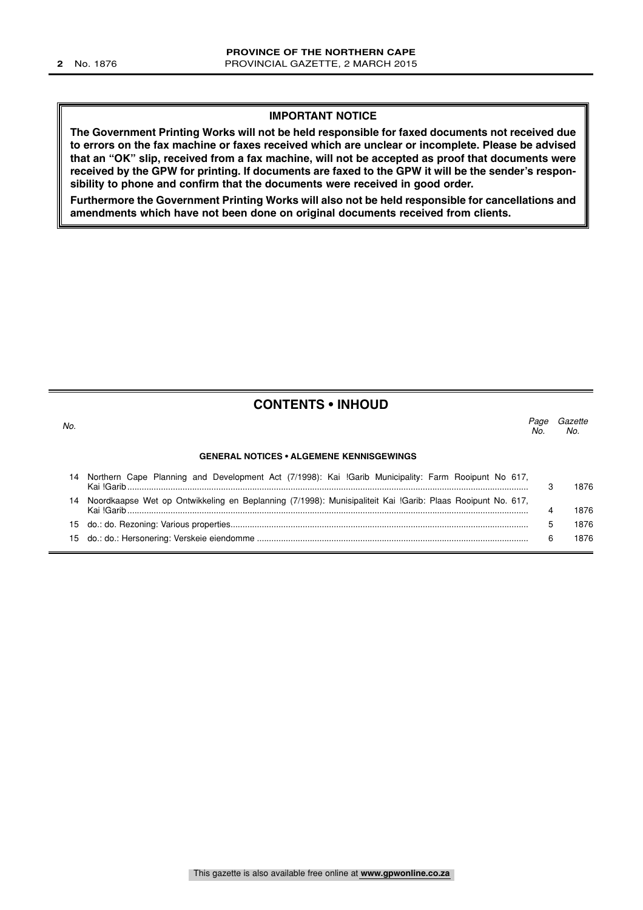## IMPORTANT NOTICE

**The Government Printing Works will not be held responsible for faxed documents not received due to errors on the fax machine or faxes received which are unclear or incomplete. Please be advised that an "OK" slip, received from a fax machine, will not be accepted as proof that documents were received by the GPW for printing. If documents are faxed to the GPW it will be the sender's responsibility to phone and confirm that the documents were received in good order.**

**Furthermore the Government Printing Works will also not be held responsible for cancellations and amendments which have not been done on original documents received from clients.**

## CONTENTS • INHOUD

| *No.* | | *Page No.* | *Gazette No.* |
|---|---|---|---|
| | **GENERAL NOTICES • ALGEMENE KENNISGEWINGS** | | |
| 14 | Northern Cape Planning and Development Act (7/1998): Kai !Garib Municipality: Farm Rooipunt No 617, Kai !Garib | 3 | 1876 |
| 14 | Noordkaapse Wet op Ontwikkeling en Beplanning (7/1998): Munisipaliteit Kai !Garib: Plaas Rooipunt No. 617, Kai !Garib | 4 | 1876 |
| 15 | do.: do. Rezoning: Various properties | 5 | 1876 |
| 15 | do.: do.: Hersonering: Verskeie eiendomme | 6 | 1876 |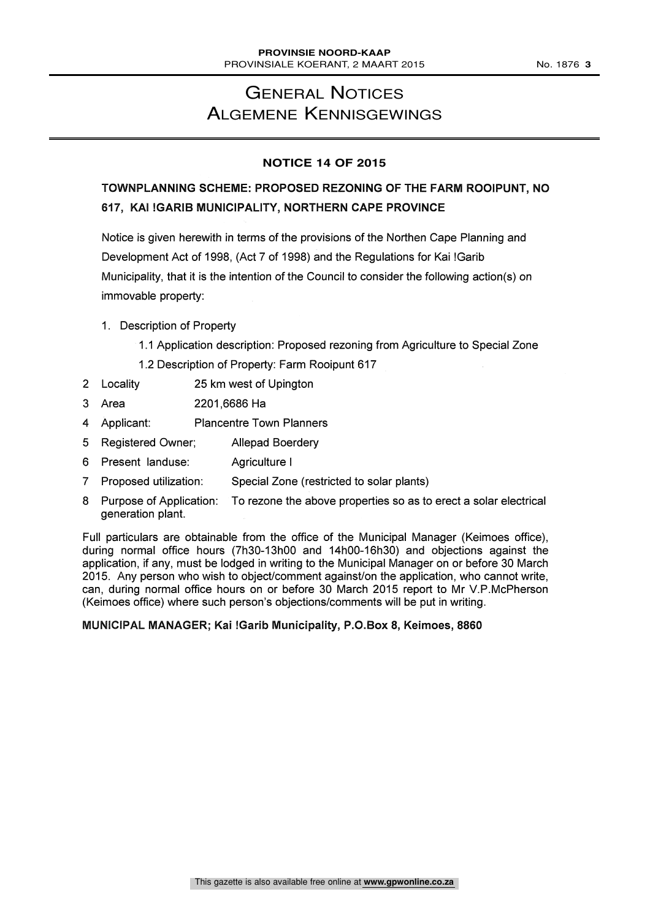# General Notices
# Algemene Kennisgewings

## NOTICE 14 OF 2015

### TOWNPLANNING SCHEME: PROPOSED REZONING OF THE FARM ROOIPUNT, NO 617, KAI !GARIB MUNICIPALITY, NORTHERN CAPE PROVINCE

Notice is given herewith in terms of the provisions of the Northen Cape Planning and Development Act of 1998, (Act 7 of 1998) and the Regulations for Kai !Garib Municipality, that it is the intention of the Council to consider the following action(s) on immovable property:

1. Description of Property
   - 1.1 Application description: Proposed rezoning from Agriculture to Special Zone
   - 1.2 Description of Property: Farm Rooipunt 617
2. Locality: 25 km west of Upington
3. Area: 2201,6686 Ha
4. Applicant: Plancentre Town Planners
5. Registered Owner; Allepad Boerdery
6. Present landuse: Agriculture I
7. Proposed utilization: Special Zone (restricted to solar plants)
8. Purpose of Application: To rezone the above properties so as to erect a solar electrical generation plant.

Full particulars are obtainable from the office of the Municipal Manager (Keimoes office), during normal office hours (7h30-13h00 and 14h00-16h30) and objections against the application, if any, must be lodged in writing to the Municipal Manager on or before 30 March 2015. Any person who wish to object/comment against/on the application, who cannot write, can, during normal office hours on or before 30 March 2015 report to Mr V.P.McPherson (Keimoes office) where such person's objections/comments will be put in writing.

**MUNICIPAL MANAGER; Kai !Garib Municipality, P.O.Box 8, Keimoes, 8860**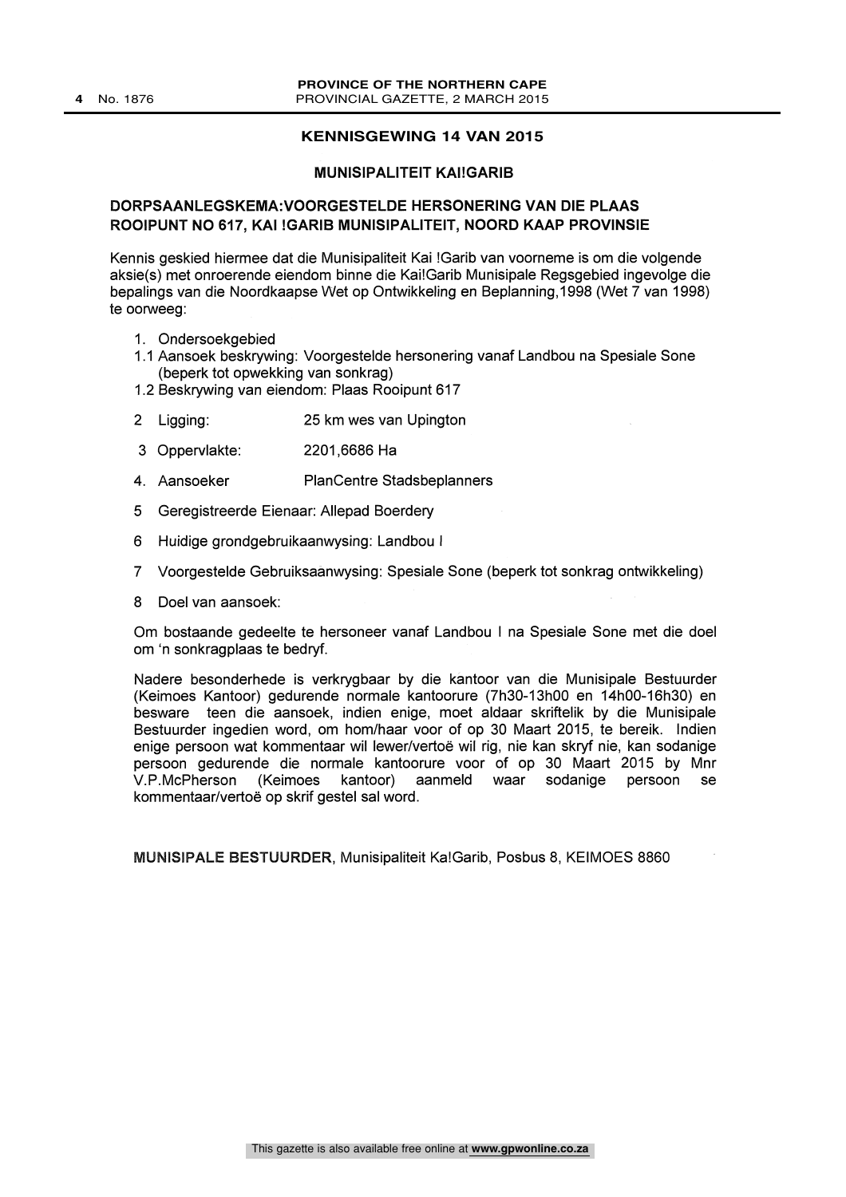## KENNISGEWING 14 VAN 2015

### MUNISIPALITEIT KAI!GARIB

### DORPSAANLEGSKEMA:VOORGESTELDE HERSONERING VAN DIE PLAAS ROOIPUNT NO 617, KAI !GARIB MUNISIPALITEIT, NOORD KAAP PROVINSIE

Kennis geskied hiermee dat die Munisipaliteit Kai !Garib van voorneme is om die volgende aksie(s) met onroerende eiendom binne die Kai!Garib Munisipale Regsgebied ingevolge die bepalings van die Noordkaapse Wet op Ontwikkeling en Beplanning,1998 (Wet 7 van 1998) te oorweeg:

1. Ondersoekgebied
1.1 Aansoek beskrywing: Voorgestelde hersonering vanaf Landbou na Spesiale Sone (beperk tot opwekking van sonkrag)
1.2 Beskrywing van eiendom: Plaas Rooipunt 617

2 Ligging: 25 km wes van Upington

3 Oppervlakte: 2201,6686 Ha

4. Aansoeker PlanCentre Stadsbeplanners

5 Geregistreerde Eienaar: Allepad Boerdery

6 Huidige grondgebruikaanwysing: Landbou I

7 Voorgestelde Gebruiksaanwysing: Spesiale Sone (beperk tot sonkrag ontwikkeling)

8 Doel van aansoek:

Om bostaande gedeelte te hersoneer vanaf Landbou I na Spesiale Sone met die doel om 'n sonkragplaas te bedryf.

Nadere besonderhede is verkrygbaar by die kantoor van die Munisipale Bestuurder (Keimoes Kantoor) gedurende normale kantoorure (7h30-13h00 en 14h00-16h30) en besware teen die aansoek, indien enige, moet aldaar skriftelik by die Munisipale Bestuurder ingedien word, om hom/haar voor of op 30 Maart 2015, te bereik. Indien enige persoon wat kommentaar wil lewer/vertoë wil rig, nie kan skryf nie, kan sodanige persoon gedurende die normale kantoorure voor of op 30 Maart 2015 by Mnr V.P.McPherson (Keimoes kantoor) aanmeld waar sodanige persoon se kommentaar/vertoë op skrif gestel sal word.

**MUNISIPALE BESTUURDER**, Munisipaliteit Ka!Garib, Posbus 8, KEIMOES 8860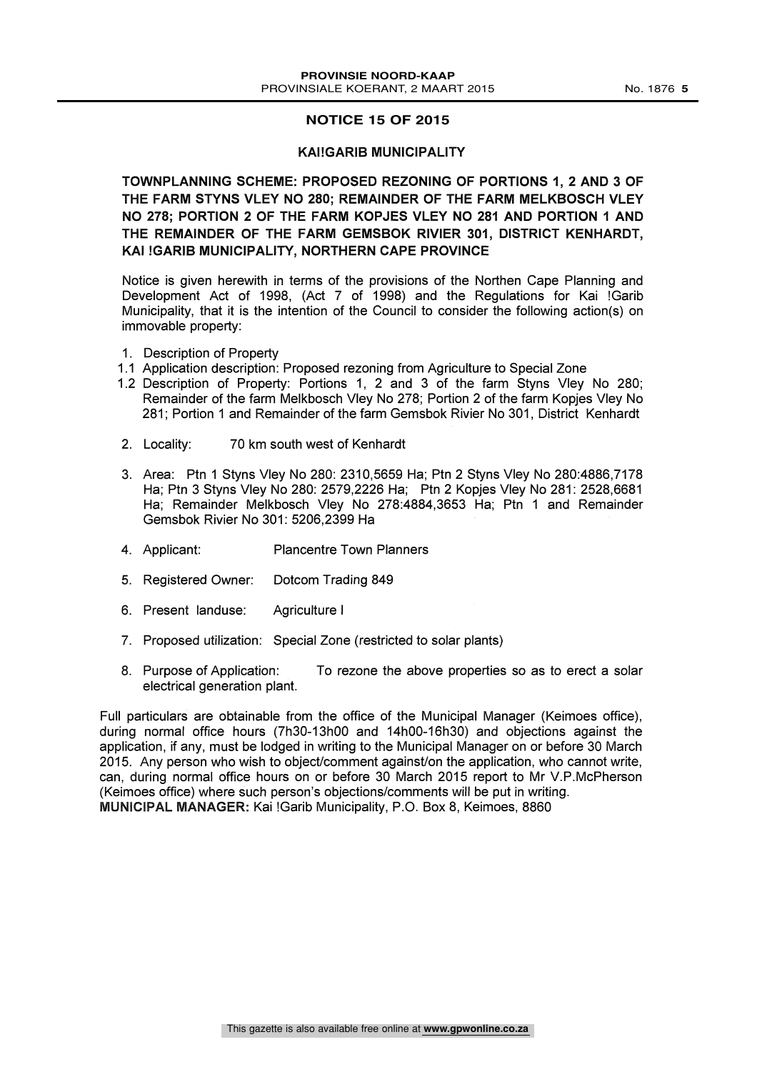## NOTICE 15 OF 2015

### KAI!GARIB MUNICIPALITY

**TOWNPLANNING SCHEME: PROPOSED REZONING OF PORTIONS 1, 2 AND 3 OF THE FARM STYNS VLEY NO 280; REMAINDER OF THE FARM MELKBOSCH VLEY NO 278; PORTION 2 OF THE FARM KOPJES VLEY NO 281 AND PORTION 1 AND THE REMAINDER OF THE FARM GEMSBOK RIVIER 301, DISTRICT KENHARDT, KAI !GARIB MUNICIPALITY, NORTHERN CAPE PROVINCE**

Notice is given herewith in terms of the provisions of the Northen Cape Planning and Development Act of 1998, (Act 7 of 1998) and the Regulations for Kai !Garib Municipality, that it is the intention of the Council to consider the following action(s) on immovable property:

1. Description of Property

1.1 Application description: Proposed rezoning from Agriculture to Special Zone

1.2 Description of Property: Portions 1, 2 and 3 of the farm Styns Vley No 280; Remainder of the farm Melkbosch Vley No 278; Portion 2 of the farm Kopjes Vley No 281; Portion 1 and Remainder of the farm Gemsbok Rivier No 301, District Kenhardt

2. Locality: 70 km south west of Kenhardt
3. Area: Ptn 1 Styns Vley No 280: 2310,5659 Ha; Ptn 2 Styns Vley No 280:4886,7178 Ha; Ptn 3 Styns Vley No 280: 2579,2226 Ha; Ptn 2 Kopjes Vley No 281: 2528,6681 Ha; Remainder Melkbosch Vley No 278:4884,3653 Ha; Ptn 1 and Remainder Gemsbok Rivier No 301: 5206,2399 Ha
4. Applicant: Plancentre Town Planners
5. Registered Owner: Dotcom Trading 849
6. Present landuse: Agriculture I
7. Proposed utilization: Special Zone (restricted to solar plants)
8. Purpose of Application: To rezone the above properties so as to erect a solar electrical generation plant.

Full particulars are obtainable from the office of the Municipal Manager (Keimoes office), during normal office hours (7h30-13h00 and 14h00-16h30) and objections against the application, if any, must be lodged in writing to the Municipal Manager on or before 30 March 2015. Any person who wish to object/comment against/on the application, who cannot write, can, during normal office hours on or before 30 March 2015 report to Mr V.P.McPherson (Keimoes office) where such person's objections/comments will be put in writing.

**MUNICIPAL MANAGER:** Kai !Garib Municipality, P.O. Box 8, Keimoes, 8860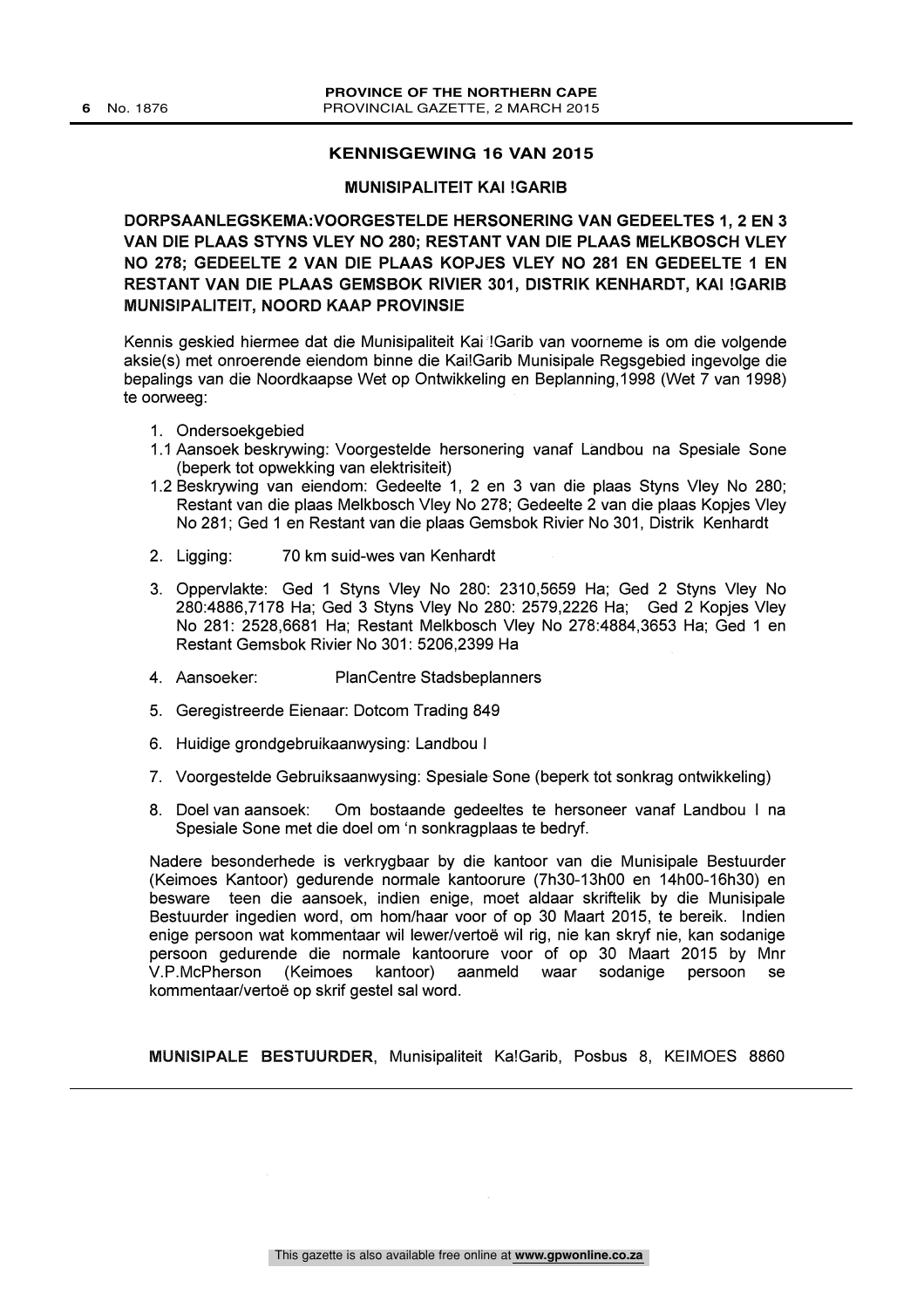## KENNISGEWING 16 VAN 2015

### MUNISIPALITEIT KAI !GARIB

**DORPSAANLEGSKEMA:VOORGESTELDE HERSONERING VAN GEDEELTES 1, 2 EN 3 VAN DIE PLAAS STYNS VLEY NO 280; RESTANT VAN DIE PLAAS MELKBOSCH VLEY NO 278; GEDEELTE 2 VAN DIE PLAAS KOPJES VLEY NO 281 EN GEDEELTE 1 EN RESTANT VAN DIE PLAAS GEMSBOK RIVIER 301, DISTRIK KENHARDT, KAI !GARIB MUNISIPALITEIT, NOORD KAAP PROVINSIE**

Kennis geskied hiermee dat die Munisipaliteit Kai !Garib van voorneme is om die volgende aksie(s) met onroerende eiendom binne die Kai!Garib Munisipale Regsgebied ingevolge die bepalings van die Noordkaapse Wet op Ontwikkeling en Beplanning,1998 (Wet 7 van 1998) te oorweeg:

1. Ondersoekgebied
1.1 Aansoek beskrywing: Voorgestelde hersonering vanaf Landbou na Spesiale Sone (beperk tot opwekking van elektrisiteit)
1.2 Beskrywing van eiendom: Gedeelte 1, 2 en 3 van die plaas Styns Vley No 280; Restant van die plaas Melkbosch Vley No 278; Gedeelte 2 van die plaas Kopjes Vley No 281; Ged 1 en Restant van die plaas Gemsbok Rivier No 301, Distrik Kenhardt
2. Ligging: 70 km suid-wes van Kenhardt
3. Oppervlakte: Ged 1 Styns Vley No 280: 2310,5659 Ha; Ged 2 Styns Vley No 280:4886,7178 Ha; Ged 3 Styns Vley No 280: 2579,2226 Ha; Ged 2 Kopjes Vley No 281: 2528,6681 Ha; Restant Melkbosch Vley No 278:4884,3653 Ha; Ged 1 en Restant Gemsbok Rivier No 301: 5206,2399 Ha
4. Aansoeker: PlanCentre Stadsbeplanners
5. Geregistreerde Eienaar: Dotcom Trading 849
6. Huidige grondgebruikaanwysing: Landbou I
7. Voorgestelde Gebruiksaanwysing: Spesiale Sone (beperk tot sonkrag ontwikkeling)
8. Doel van aansoek: Om bostaande gedeeltes te hersoneer vanaf Landbou I na Spesiale Sone met die doel om 'n sonkragplaas te bedryf.

Nadere besonderhede is verkrygbaar by die kantoor van die Munisipale Bestuurder (Keimoes Kantoor) gedurende normale kantoorure (7h30-13h00 en 14h00-16h30) en besware teen die aansoek, indien enige, moet aldaar skriftelik by die Munisipale Bestuurder ingedien word, om hom/haar voor of op 30 Maart 2015, te bereik. Indien enige persoon wat kommentaar wil lewer/vertoë wil rig, nie kan skryf nie, kan sodanige persoon gedurende die normale kantoorure voor of op 30 Maart 2015 by Mnr V.P.McPherson (Keimoes kantoor) aanmeld waar sodanige persoon se kommentaar/vertoë op skrif gestel sal word.

**MUNISIPALE BESTUURDER**, Munisipaliteit Ka!Garib, Posbus 8, KEIMOES 8860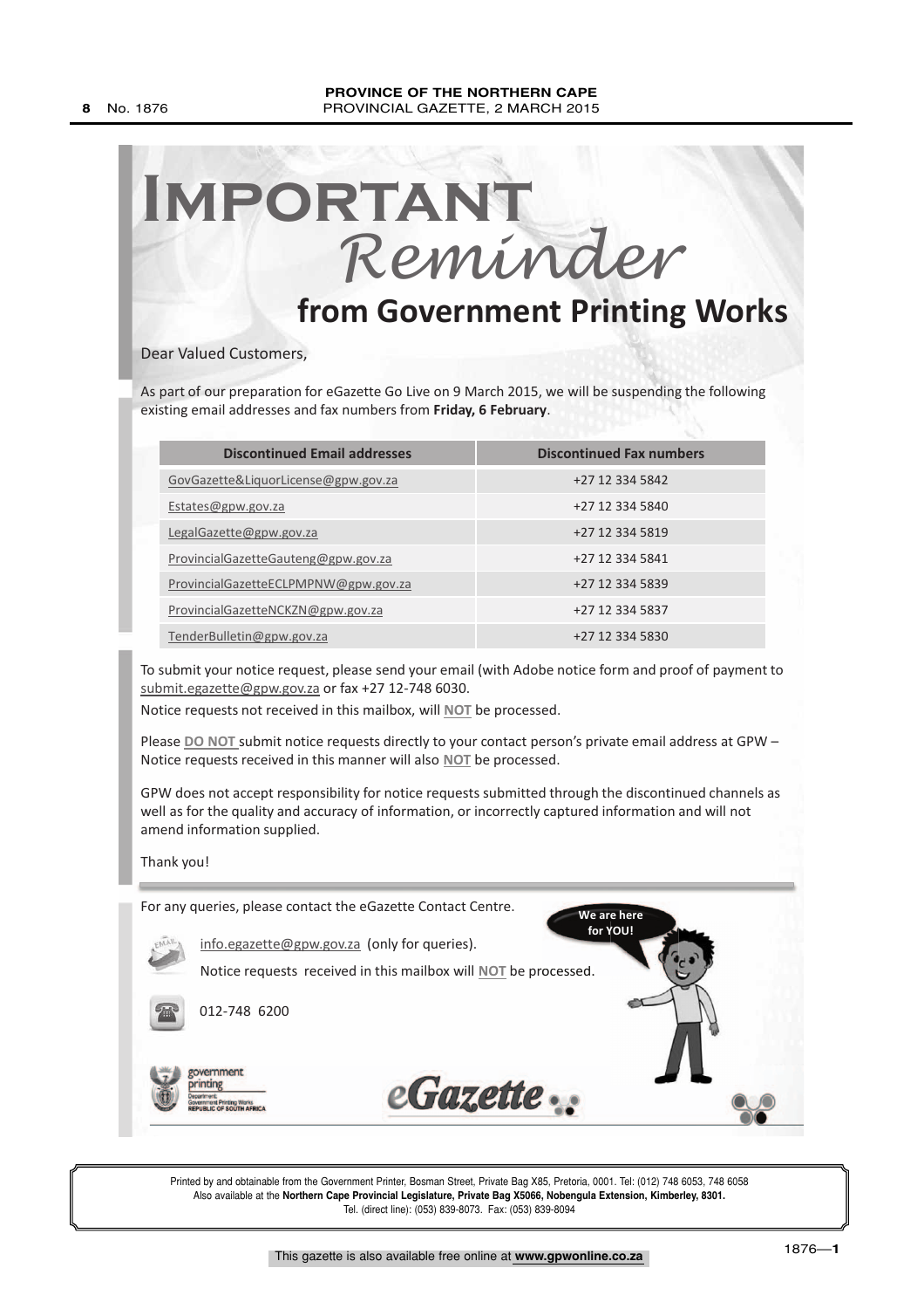# IMPORTANT *Reminder*

## from Government Printing Works

Dear Valued Customers,

As part of our preparation for eGazette Go Live on 9 March 2015, we will be suspending the following existing email addresses and fax numbers from **Friday, 6 February**.

| Discontinued Email addresses | Discontinued Fax numbers |
|---|---|
| GovGazette&LiquorLicense@gpw.gov.za | +27 12 334 5842 |
| Estates@gpw.gov.za | +27 12 334 5840 |
| LegalGazette@gpw.gov.za | +27 12 334 5819 |
| ProvincialGazetteGauteng@gpw.gov.za | +27 12 334 5841 |
| ProvincialGazetteECLPMPNW@gpw.gov.za | +27 12 334 5839 |
| ProvincialGazetteNCKZN@gpw.gov.za | +27 12 334 5837 |
| TenderBulletin@gpw.gov.za | +27 12 334 5830 |

To submit your notice request, please send your email (with Adobe notice form and proof of payment to submit.egazette@gpw.gov.za or fax +27 12-748 6030.

Notice requests not received in this mailbox, will **NOT** be processed.

Please **DO NOT** submit notice requests directly to your contact person's private email address at GPW – Notice requests received in this manner will also **NOT** be processed.

GPW does not accept responsibility for notice requests submitted through the discontinued channels as well as for the quality and accuracy of information, or incorrectly captured information and will not amend information supplied.

Thank you!

For any queries, please contact the eGazette Contact Centre.

info.egazette@gpw.gov.za (only for queries).

Notice requests received in this mailbox will **NOT** be processed.

012-748 6200

We are here for YOU!

government printing
Department: Government Printing Works
REPUBLIC OF SOUTH AFRICA

*eGazette*

Printed by and obtainable from the Government Printer, Bosman Street, Private Bag X85, Pretoria, 0001. Tel: (012) 748 6053, 748 6058
Also available at the **Northern Cape Provincial Legislature, Private Bag X5066, Nobengula Extension, Kimberley, 8301.**
Tel. (direct line): (053) 839-8073. Fax: (053) 839-8094